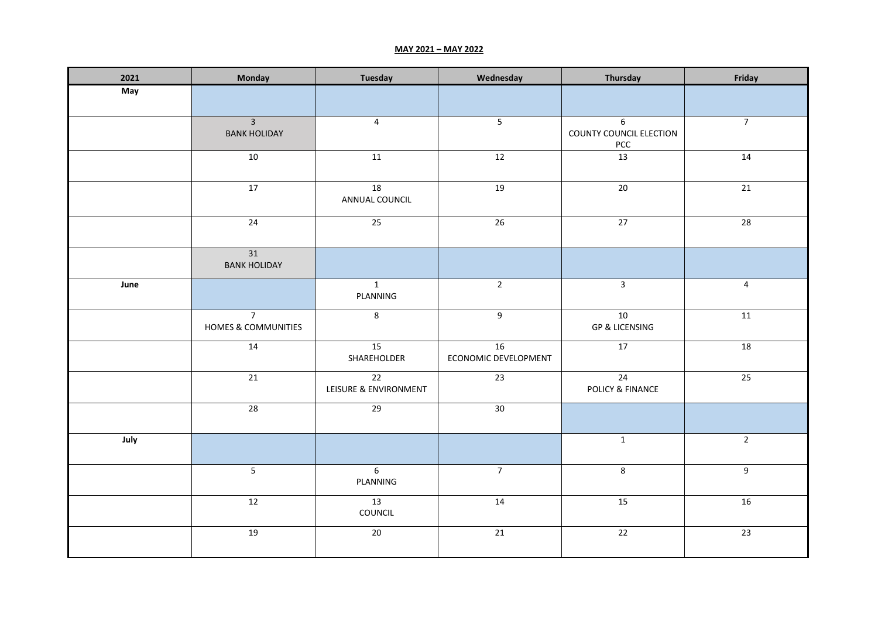**MAY 2021 – MAY 2022**

| 2021 | Monday | Tuesday | Wednesday | Thursday | Friday |
|---|---|---|---|---|---|
| **May** | | | | | |
| | 3<br>BANK HOLIDAY | 4 | 5 | 6<br>COUNTY COUNCIL ELECTION<br>PCC | 7 |
| | 10 | 11 | 12 | 13 | 14 |
| | 17 | 18<br>ANNUAL COUNCIL | 19 | 20 | 21 |
| | 24 | 25 | 26 | 27 | 28 |
| | 31<br>BANK HOLIDAY | | | | |
| **June** | | 1<br>PLANNING | 2 | 3 | 4 |
| | 7<br>HOMES & COMMUNITIES | 8 | 9 | 10<br>GP & LICENSING | 11 |
| | 14 | 15<br>SHAREHOLDER | 16<br>ECONOMIC DEVELOPMENT | 17 | 18 |
| | 21 | 22<br>LEISURE & ENVIRONMENT | 23 | 24<br>POLICY & FINANCE | 25 |
| | 28 | 29 | 30 | | |
| **July** | | | | 1 | 2 |
| | 5 | 6<br>PLANNING | 7 | 8 | 9 |
| | 12 | 13<br>COUNCIL | 14 | 15 | 16 |
| | 19 | 20 | 21 | 22 | 23 |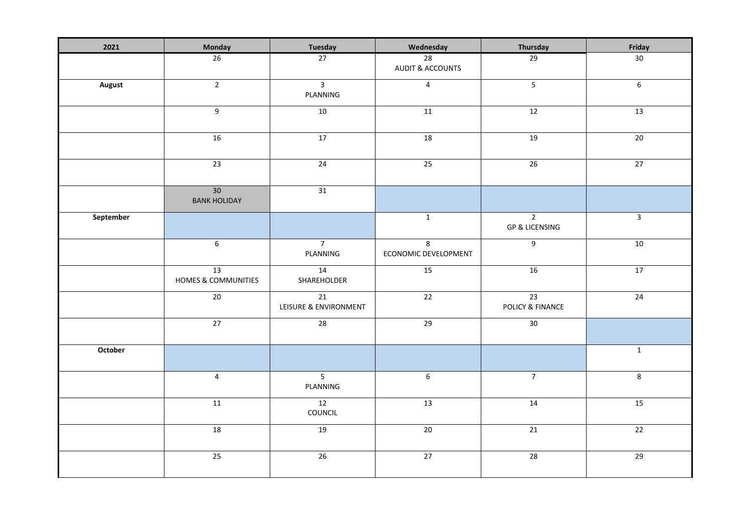| 2021 | Monday | Tuesday | Wednesday | Thursday | Friday |
|---|---|---|---|---|---|
| | 26 | 27 | 28 AUDIT & ACCOUNTS | 29 | 30 |
| **August** | 2 | 3 PLANNING | 4 | 5 | 6 |
| | 9 | 10 | 11 | 12 | 13 |
| | 16 | 17 | 18 | 19 | 20 |
| | 23 | 24 | 25 | 26 | 27 |
| | 30 BANK HOLIDAY | 31 | | | |
| **September** | | | 1 | 2 GP & LICENSING | 3 |
| | 6 | 7 PLANNING | 8 ECONOMIC DEVELOPMENT | 9 | 10 |
| | 13 HOMES & COMMUNITIES | 14 SHAREHOLDER | 15 | 16 | 17 |
| | 20 | 21 LEISURE & ENVIRONMENT | 22 | 23 POLICY & FINANCE | 24 |
| | 27 | 28 | 29 | 30 | |
| **October** | | | | | 1 |
| | 4 | 5 PLANNING | 6 | 7 | 8 |
| | 11 | 12 COUNCIL | 13 | 14 | 15 |
| | 18 | 19 | 20 | 21 | 22 |
| | 25 | 26 | 27 | 28 | 29 |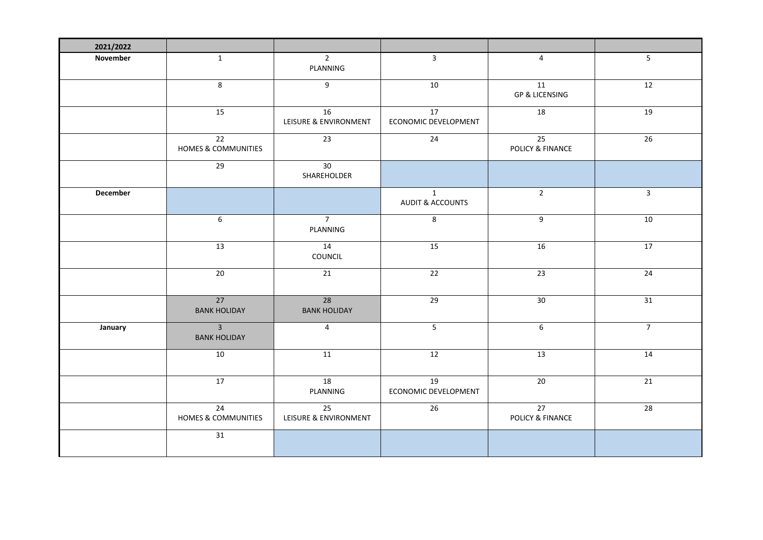| 2021/2022 | | | | | |
|---|---|---|---|---|---|
| **November** | 1 | 2<br>PLANNING | 3 | 4 | 5 |
| | 8 | 9 | 10 | 11<br>GP & LICENSING | 12 |
| | 15 | 16<br>LEISURE & ENVIRONMENT | 17<br>ECONOMIC DEVELOPMENT | 18 | 19 |
| | 22<br>HOMES & COMMUNITIES | 23 | 24 | 25<br>POLICY & FINANCE | 26 |
| | 29 | 30<br>SHAREHOLDER | | | |
| **December** | | | 1<br>AUDIT & ACCOUNTS | 2 | 3 |
| | 6 | 7<br>PLANNING | 8 | 9 | 10 |
| | 13 | 14<br>COUNCIL | 15 | 16 | 17 |
| | 20 | 21 | 22 | 23 | 24 |
| | 27<br>BANK HOLIDAY | 28<br>BANK HOLIDAY | 29 | 30 | 31 |
| **January** | 3<br>BANK HOLIDAY | 4 | 5 | 6 | 7 |
| | 10 | 11 | 12 | 13 | 14 |
| | 17 | 18<br>PLANNING | 19<br>ECONOMIC DEVELOPMENT | 20 | 21 |
| | 24<br>HOMES & COMMUNITIES | 25<br>LEISURE & ENVIRONMENT | 26 | 27<br>POLICY & FINANCE | 28 |
| | 31 | | | | |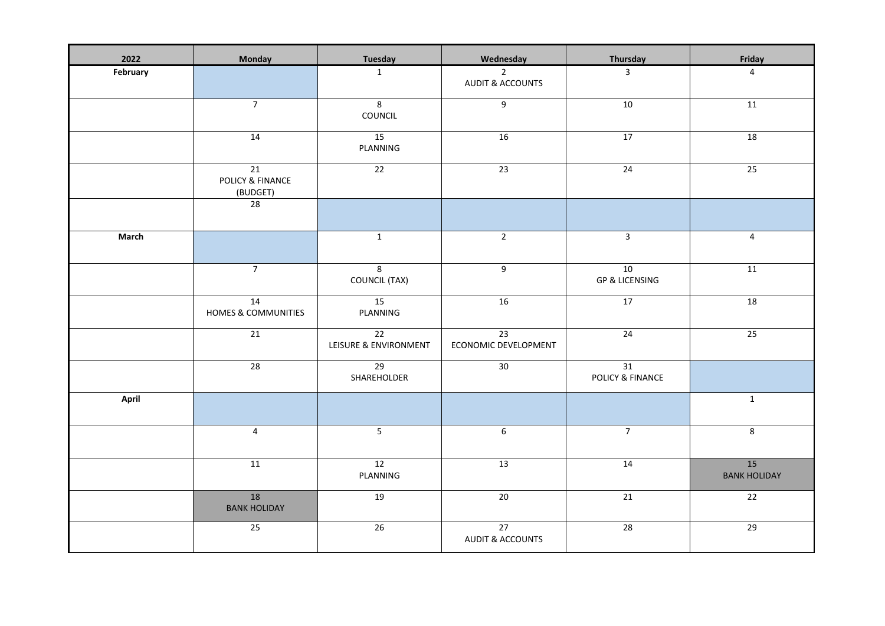| 2022 | Monday | Tuesday | Wednesday | Thursday | Friday |
|---|---|---|---|---|---|
| **February** | | 1 | 2 AUDIT & ACCOUNTS | 3 | 4 |
| | 7 | 8 COUNCIL | 9 | 10 | 11 |
| | 14 | 15 PLANNING | 16 | 17 | 18 |
| | 21 POLICY & FINANCE (BUDGET) | 22 | 23 | 24 | 25 |
| | 28 | | | | |
| **March** | | 1 | 2 | 3 | 4 |
| | 7 | 8 COUNCIL (TAX) | 9 | 10 GP & LICENSING | 11 |
| | 14 HOMES & COMMUNITIES | 15 PLANNING | 16 | 17 | 18 |
| | 21 | 22 LEISURE & ENVIRONMENT | 23 ECONOMIC DEVELOPMENT | 24 | 25 |
| | 28 | 29 SHAREHOLDER | 30 | 31 POLICY & FINANCE | |
| **April** | | | | | 1 |
| | 4 | 5 | 6 | 7 | 8 |
| | 11 | 12 PLANNING | 13 | 14 | 15 BANK HOLIDAY |
| | 18 BANK HOLIDAY | 19 | 20 | 21 | 22 |
| | 25 | 26 | 27 AUDIT & ACCOUNTS | 28 | 29 |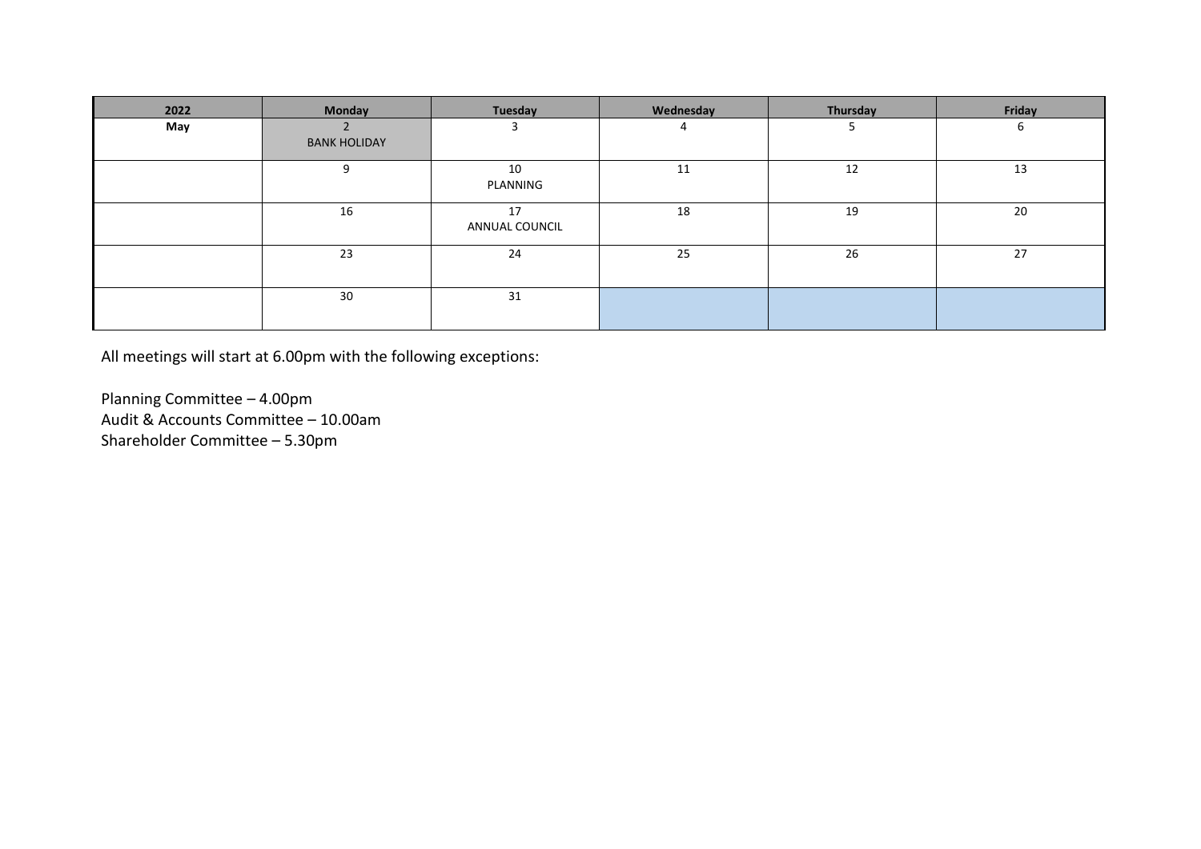| 2022 | Monday | Tuesday | Wednesday | Thursday | Friday |
|---|---|---|---|---|---|
| May | 2<br>BANK HOLIDAY | 3 | 4 | 5 | 6 |
| | 9 | 10<br>PLANNING | 11 | 12 | 13 |
| | 16 | 17<br>ANNUAL COUNCIL | 18 | 19 | 20 |
| | 23 | 24 | 25 | 26 | 27 |
| | 30 | 31 | | | |

All meetings will start at 6.00pm with the following exceptions:

Planning Committee – 4.00pm
Audit & Accounts Committee – 10.00am
Shareholder Committee – 5.30pm